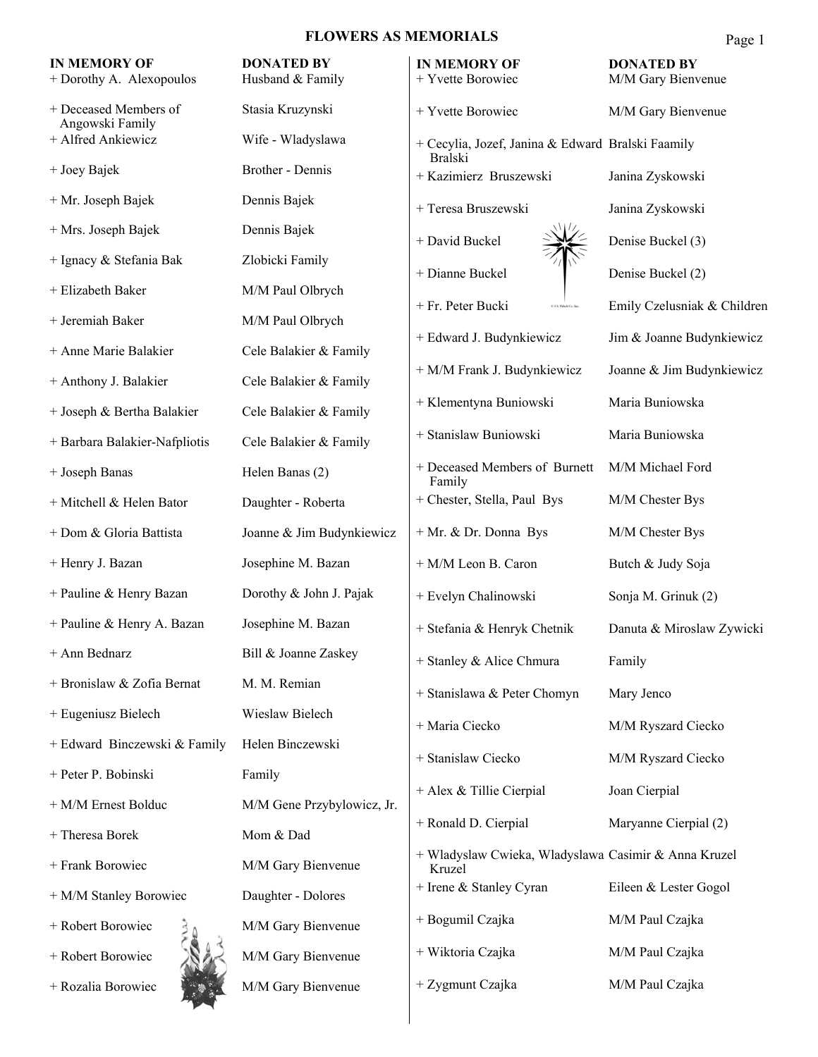# FLOWERS AS MEMORIALS

| IN MEMORY OF | DONATED BY |
|---|---|
| + Dorothy A. Alexopoulos | Husband & Family |
| + Deceased Members of Angowski Family | Stasia Kruzynski |
| + Alfred Ankiewicz | Wife - Wladyslawa |
| + Joey Bajek | Brother - Dennis |
| + Mr. Joseph Bajek | Dennis Bajek |
| + Mrs. Joseph Bajek | Dennis Bajek |
| + Ignacy & Stefania Bak | Zlobicki Family |
| + Elizabeth Baker | M/M Paul Olbrych |
| + Jeremiah Baker | M/M Paul Olbrych |
| + Anne Marie Balakier | Cele Balakier & Family |
| + Anthony J. Balakier | Cele Balakier & Family |
| + Joseph & Bertha Balakier | Cele Balakier & Family |
| + Barbara Balakier-Nafpliotis | Cele Balakier & Family |
| + Joseph Banas | Helen Banas (2) |
| + Mitchell & Helen Bator | Daughter - Roberta |
| + Dom & Gloria Battista | Joanne & Jim Budynkiewicz |
| + Henry J. Bazan | Josephine M. Bazan |
| + Pauline & Henry Bazan | Dorothy & John J. Pajak |
| + Pauline & Henry A. Bazan | Josephine M. Bazan |
| + Ann Bednarz | Bill & Joanne Zaskey |
| + Bronislaw & Zofia Bernat | M. M. Remian |
| + Eugeniusz Bielech | Wieslaw Bielech |
| + Edward Binczewski & Family | Helen Binczewski |
| + Peter P. Bobinski | Family |
| + M/M Ernest Bolduc | M/M Gene Przybylowicz, Jr. |
| + Theresa Borek | Mom & Dad |
| + Frank Borowiec | M/M Gary Bienvenue |
| + M/M Stanley Borowiec | Daughter - Dolores |
| + Robert Borowiec | M/M Gary Bienvenue |
| + Robert Borowiec | M/M Gary Bienvenue |
| + Rozalia Borowiec | M/M Gary Bienvenue |
| + Yvette Borowiec | M/M Gary Bienvenue |
| + Yvette Borowiec | M/M Gary Bienvenue |
| + Cecylia, Jozef, Janina & Edward Bralski | Bralski Faamily |
| + Kazimierz Bruszewski | Janina Zyskowski |
| + Teresa Bruszewski | Janina Zyskowski |
| + David Buckel | Denise Buckel (3) |
| + Dianne Buckel | Denise Buckel (2) |
| + Fr. Peter Bucki | Emily Czelusniak & Children |
| + Edward J. Budynkiewicz | Jim & Joanne Budynkiewicz |
| + M/M Frank J. Budynkiewicz | Joanne & Jim Budynkiewicz |
| + Klementyna Buniowski | Maria Buniowska |
| + Stanislaw Buniowski | Maria Buniowska |
| + Deceased Members of Burnett Family | M/M Michael Ford |
| + Chester, Stella, Paul Bys | M/M Chester Bys |
| + Mr. & Dr. Donna Bys | M/M Chester Bys |
| + M/M Leon B. Caron | Butch & Judy Soja |
| + Evelyn Chalinowski | Sonja M. Grinuk (2) |
| + Stefania & Henryk Chetnik | Danuta & Miroslaw Zywicki |
| + Stanley & Alice Chmura | Family |
| + Stanislawa & Peter Chomyn | Mary Jenco |
| + Maria Ciecko | M/M Ryszard Ciecko |
| + Stanislaw Ciecko | M/M Ryszard Ciecko |
| + Alex & Tillie Cierpial | Joan Cierpial |
| + Ronald D. Cierpial | Maryanne Cierpial (2) |
| + Wladyslaw Cwieka, Wladyslawa Kruzel | Casimir & Anna Kruzel |
| + Irene & Stanley Cyran | Eileen & Lester Gogol |
| + Bogumil Czajka | M/M Paul Czajka |
| + Wiktoria Czajka | M/M Paul Czajka |
| + Zygmunt Czajka | M/M Paul Czajka |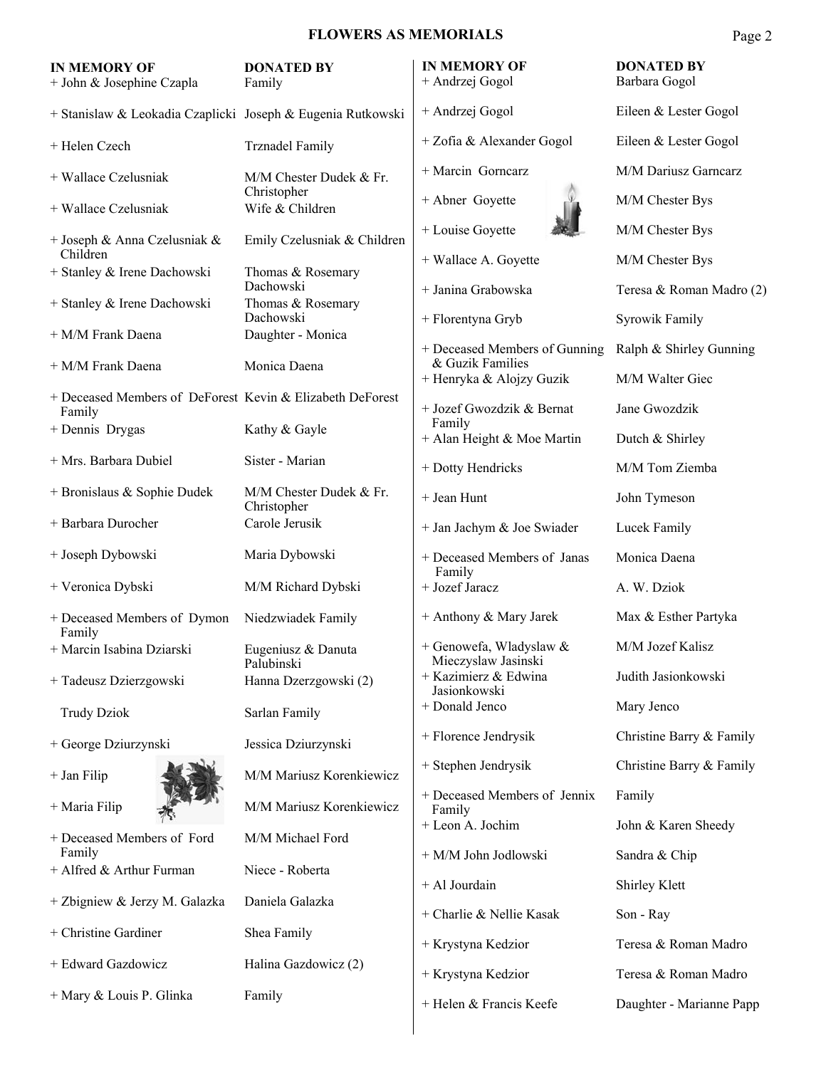# FLOWERS AS MEMORIALS

| IN MEMORY OF | DONATED BY |
|---|---|
| + John & Josephine Czapla | Family |
| + Stanislaw & Leokadia Czaplicki | Joseph & Eugenia Rutkowski |
| + Helen Czech | Trznadel Family |
| + Wallace Czelusniak | M/M Chester Dudek & Fr. Christopher |
| + Wallace Czelusniak | Wife & Children |
| + Joseph & Anna Czelusniak & Children | Emily Czelusniak & Children |
| + Stanley & Irene Dachowski | Thomas & Rosemary Dachowski |
| + Stanley & Irene Dachowski | Thomas & Rosemary Dachowski |
| + M/M Frank Daena | Daughter - Monica |
| + M/M Frank Daena | Monica Daena |
| + Deceased Members of DeForest Family | Kevin & Elizabeth DeForest |
| + Dennis Drygas | Kathy & Gayle |
| + Mrs. Barbara Dubiel | Sister - Marian |
| + Bronislaus & Sophie Dudek | M/M Chester Dudek & Fr. Christopher |
| + Barbara Durocher | Carole Jerusik |
| + Joseph Dybowski | Maria Dybowski |
| + Veronica Dybski | M/M Richard Dybski |
| + Deceased Members of Dymon Family | Niedzwiadek Family |
| + Marcin Isabina Dziarski | Eugeniusz & Danuta Palubinski |
| + Tadeusz Dzierzgowski | Hanna Dzerzgowski (2) |
| Trudy Dziok | Sarlan Family |
| + George Dziurzynski | Jessica Dziurzynski |
| + Jan Filip | M/M Mariusz Korenkiewicz |
| + Maria Filip | M/M Mariusz Korenkiewicz |
| + Deceased Members of Ford Family | M/M Michael Ford |
| + Alfred & Arthur Furman | Niece - Roberta |
| + Zbigniew & Jerzy M. Galazka | Daniela Galazka |
| + Christine Gardiner | Shea Family |
| + Edward Gazdowicz | Halina Gazdowicz (2) |
| + Mary & Louis P. Glinka | Family |
| + Andrzej Gogol | Barbara Gogol |
| + Andrzej Gogol | Eileen & Lester Gogol |
| + Zofia & Alexander Gogol | Eileen & Lester Gogol |
| + Marcin Gorncarz | M/M Dariusz Garncarz |
| + Abner Goyette | M/M Chester Bys |
| + Louise Goyette | M/M Chester Bys |
| + Wallace A. Goyette | M/M Chester Bys |
| + Janina Grabowska | Teresa & Roman Madro (2) |
| + Florentyna Gryb | Syrowik Family |
| + Deceased Members of Gunning & Guzik Families | Ralph & Shirley Gunning |
| + Henryka & Alojzy Guzik | M/M Walter Giec |
| + Jozef Gwozdzik & Bernat Family | Jane Gwozdzik |
| + Alan Height & Moe Martin | Dutch & Shirley |
| + Dotty Hendricks | M/M Tom Ziemba |
| + Jean Hunt | John Tymeson |
| + Jan Jachym & Joe Swiader | Lucek Family |
| + Deceased Members of Janas Family | Monica Daena |
| + Jozef Jaracz | A. W. Dziok |
| + Anthony & Mary Jarek | Max & Esther Partyka |
| + Genowefa, Wladyslaw & Mieczyslaw Jasinski | M/M Jozef Kalisz |
| + Kazimierz & Edwina Jasionkowski | Judith Jasionkowski |
| + Donald Jenco | Mary Jenco |
| + Florence Jendrysik | Christine Barry & Family |
| + Stephen Jendrysik | Christine Barry & Family |
| + Deceased Members of Jennix Family | Family |
| + Leon A. Jochim | John & Karen Sheedy |
| + M/M John Jodlowski | Sandra & Chip |
| + Al Jourdain | Shirley Klett |
| + Charlie & Nellie Kasak | Son - Ray |
| + Krystyna Kedzior | Teresa & Roman Madro |
| + Krystyna Kedzior | Teresa & Roman Madro |
| + Helen & Francis Keefe | Daughter - Marianne Papp |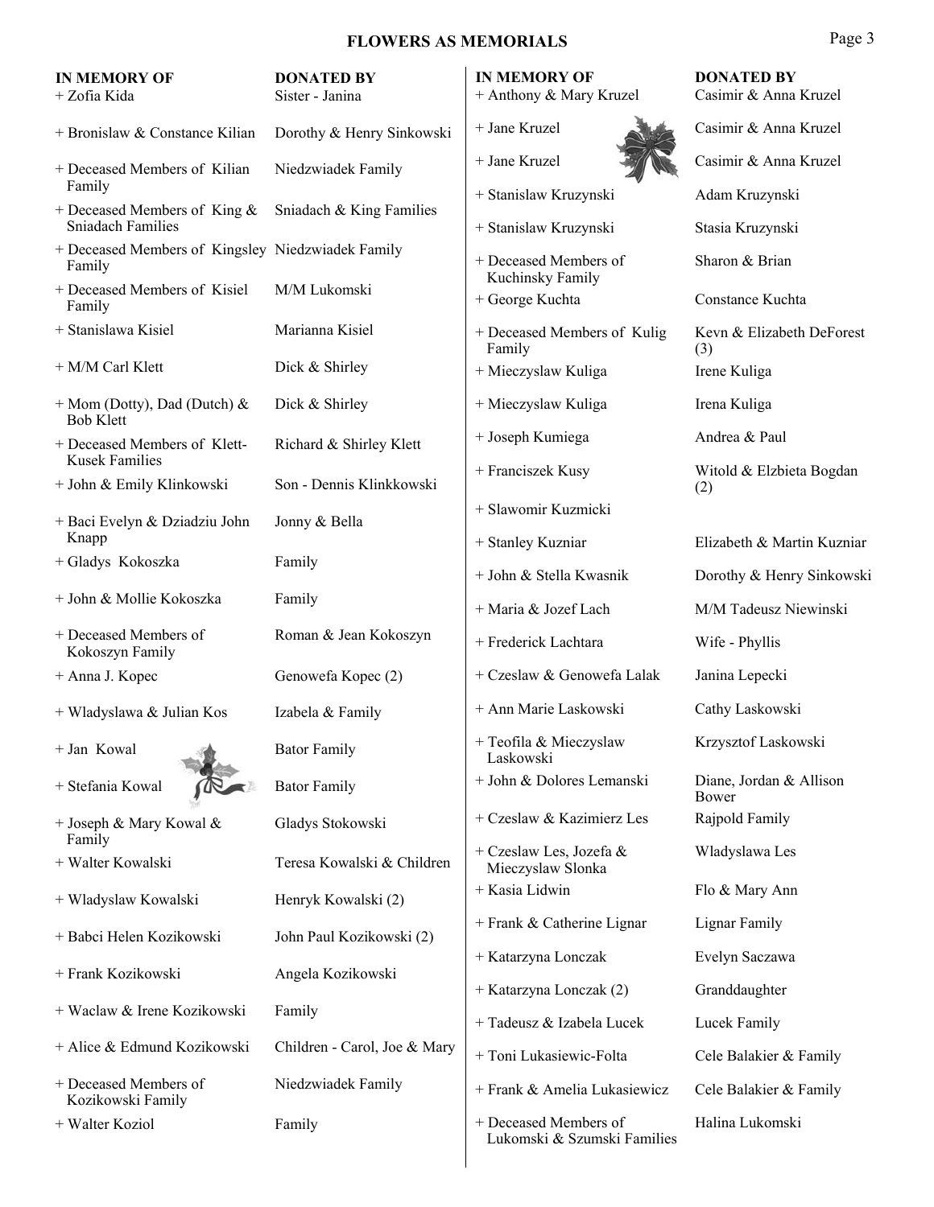# FLOWERS AS MEMORIALS

| IN MEMORY OF | DONATED BY |
|---|---|
| + Zofia Kida | Sister - Janina |
| + Bronislaw & Constance Kilian | Dorothy & Henry Sinkowski |
| + Deceased Members of Kilian Family | Niedzwiadek Family |
| + Deceased Members of King & Sniadach Families | Sniadach & King Families |
| + Deceased Members of Kingsley Family | Niedzwiadek Family |
| + Deceased Members of Kisiel Family | M/M Lukomski |
| + Stanislawa Kisiel | Marianna Kisiel |
| + M/M Carl Klett | Dick & Shirley |
| + Mom (Dotty), Dad (Dutch) & Bob Klett | Dick & Shirley |
| + Deceased Members of Klett-Kusek Families | Richard & Shirley Klett |
| + John & Emily Klinkowski | Son - Dennis Klinkkowski |
| + Baci Evelyn & Dziadziu John Knapp | Jonny & Bella |
| + Gladys Kokoszka | Family |
| + John & Mollie Kokoszka | Family |
| + Deceased Members of Kokoszyn Family | Roman & Jean Kokoszyn |
| + Anna J. Kopec | Genowefa Kopec (2) |
| + Wladyslawa & Julian Kos | Izabela & Family |
| + Jan Kowal | Bator Family |
| + Stefania Kowal | Bator Family |
| + Joseph & Mary Kowal & Family | Gladys Stokowski |
| + Walter Kowalski | Teresa Kowalski & Children |
| + Wladyslaw Kowalski | Henryk Kowalski (2) |
| + Babci Helen Kozikowski | John Paul Kozikowski (2) |
| + Frank Kozikowski | Angela Kozikowski |
| + Waclaw & Irene Kozikowski | Family |
| + Alice & Edmund Kozikowski | Children - Carol, Joe & Mary |
| + Deceased Members of Kozikowski Family | Niedzwiadek Family |
| + Walter Koziol | Family |
| + Anthony & Mary Kruzel | Casimir & Anna Kruzel |
| + Jane Kruzel | Casimir & Anna Kruzel |
| + Jane Kruzel | Casimir & Anna Kruzel |
| + Stanislaw Kruzynski | Adam Kruzynski |
| + Stanislaw Kruzynski | Stasia Kruzynski |
| + Deceased Members of Kuchinsky Family | Sharon & Brian |
| + George Kuchta | Constance Kuchta |
| + Deceased Members of Kulig Family | Kevn & Elizabeth DeForest (3) |
| + Mieczyslaw Kuliga | Irene Kuliga |
| + Mieczyslaw Kuliga | Irena Kuliga |
| + Joseph Kumiega | Andrea & Paul |
| + Franciszek Kusy | Witold & Elzbieta Bogdan (2) |
| + Slawomir Kuzmicki | |
| + Stanley Kuzniar | Elizabeth & Martin Kuzniar |
| + John & Stella Kwasnik | Dorothy & Henry Sinkowski |
| + Maria & Jozef Lach | M/M Tadeusz Niewinski |
| + Frederick Lachtara | Wife - Phyllis |
| + Czeslaw & Genowefa Lalak | Janina Lepecki |
| + Ann Marie Laskowski | Cathy Laskowski |
| + Teofila & Mieczyslaw Laskowski | Krzysztof Laskowski |
| + John & Dolores Lemanski | Diane, Jordan & Allison Bower |
| + Czeslaw & Kazimierz Les | Rajpold Family |
| + Czeslaw Les, Jozefa & Mieczyslaw Slonka | Wladyslawa Les |
| + Kasia Lidwin | Flo & Mary Ann |
| + Frank & Catherine Lignar | Lignar Family |
| + Katarzyna Lonczak | Evelyn Saczawa |
| + Katarzyna Lonczak (2) | Granddaughter |
| + Tadeusz & Izabela Lucek | Lucek Family |
| + Toni Lukasiewic-Folta | Cele Balakier & Family |
| + Frank & Amelia Lukasiewicz | Cele Balakier & Family |
| + Deceased Members of Lukomski & Szumski Families | Halina Lukomski |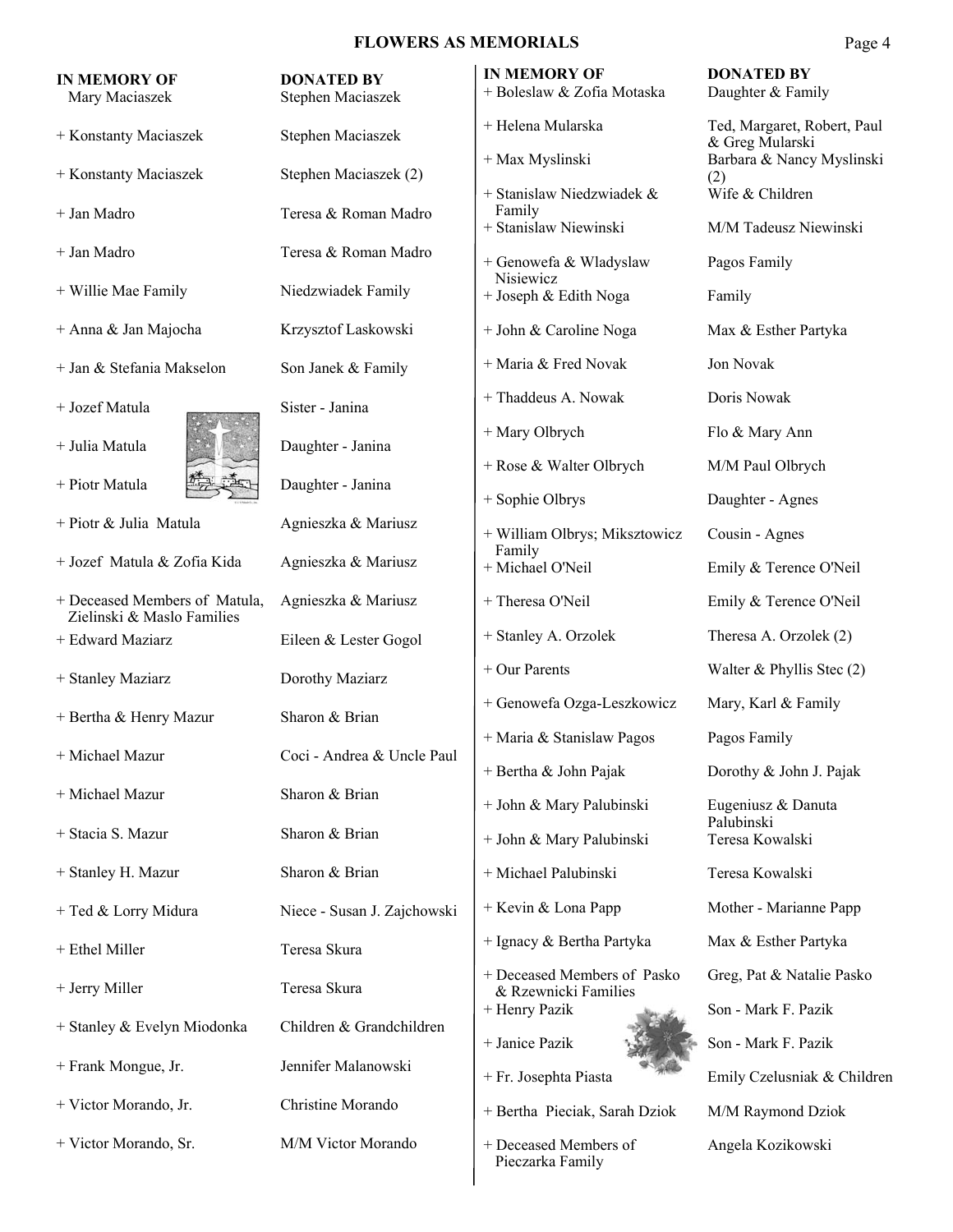# FLOWERS AS MEMORIALS

| IN MEMORY OF | DONATED BY |
|---|---|
| Mary Maciaszek | Stephen Maciaszek |
| + Konstanty Maciaszek | Stephen Maciaszek |
| + Konstanty Maciaszek | Stephen Maciaszek (2) |
| + Jan Madro | Teresa & Roman Madro |
| + Jan Madro | Teresa & Roman Madro |
| + Willie Mae Family | Niedzwiadek Family |
| + Anna & Jan Majocha | Krzysztof Laskowski |
| + Jan & Stefania Makselon | Son Janek & Family |
| + Jozef Matula | Sister - Janina |
| + Julia Matula | Daughter - Janina |
| + Piotr Matula | Daughter - Janina |
| + Piotr & Julia Matula | Agnieszka & Mariusz |
| + Jozef Matula & Zofia Kida | Agnieszka & Mariusz |
| + Deceased Members of Matula, Zielinski & Maslo Families | Agnieszka & Mariusz |
| + Edward Maziarz | Eileen & Lester Gogol |
| + Stanley Maziarz | Dorothy Maziarz |
| + Bertha & Henry Mazur | Sharon & Brian |
| + Michael Mazur | Coci - Andrea & Uncle Paul |
| + Michael Mazur | Sharon & Brian |
| + Stacia S. Mazur | Sharon & Brian |
| + Stanley H. Mazur | Sharon & Brian |
| + Ted & Lorry Midura | Niece - Susan J. Zajchowski |
| + Ethel Miller | Teresa Skura |
| + Jerry Miller | Teresa Skura |
| + Stanley & Evelyn Miodonka | Children & Grandchildren |
| + Frank Mongue, Jr. | Jennifer Malanowski |
| + Victor Morando, Jr. | Christine Morando |
| + Victor Morando, Sr. | M/M Victor Morando |

| IN MEMORY OF | DONATED BY |
|---|---|
| + Boleslaw & Zofia Motaska | Daughter & Family |
| + Helena Mularska | Ted, Margaret, Robert, Paul & Greg Mularski |
| + Max Myslinski | Barbara & Nancy Myslinski (2) |
| + Stanislaw Niedzwiadek & Family | Wife & Children |
| + Stanislaw Niewinski | M/M Tadeusz Niewinski |
| + Genowefa & Wladyslaw Nisiewicz | Pagos Family |
| + Joseph & Edith Noga | Family |
| + John & Caroline Noga | Max & Esther Partyka |
| + Maria & Fred Novak | Jon Novak |
| + Thaddeus A. Nowak | Doris Nowak |
| + Mary Olbrych | Flo & Mary Ann |
| + Rose & Walter Olbrych | M/M Paul Olbrych |
| + Sophie Olbrys | Daughter - Agnes |
| + William Olbrys; Miksztowicz Family | Cousin - Agnes |
| + Michael O'Neil | Emily & Terence O'Neil |
| + Theresa O'Neil | Emily & Terence O'Neil |
| + Stanley A. Orzolek | Theresa A. Orzolek (2) |
| + Our Parents | Walter & Phyllis Stec (2) |
| + Genowefa Ozga-Leszkowicz | Mary, Karl & Family |
| + Maria & Stanislaw Pagos | Pagos Family |
| + Bertha & John Pajak | Dorothy & John J. Pajak |
| + John & Mary Palubinski | Eugeniusz & Danuta Palubinski |
| + John & Mary Palubinski | Teresa Kowalski |
| + Michael Palubinski | Teresa Kowalski |
| + Kevin & Lona Papp | Mother - Marianne Papp |
| + Ignacy & Bertha Partyka | Max & Esther Partyka |
| + Deceased Members of Pasko & Rzewnicki Families | Greg, Pat & Natalie Pasko |
| + Henry Pazik | Son - Mark F. Pazik |
| + Janice Pazik | Son - Mark F. Pazik |
| + Fr. Josephta Piasta | Emily Czelusniak & Children |
| + Bertha Pieciak, Sarah Dziok | M/M Raymond Dziok |
| + Deceased Members of Pieczarka Family | Angela Kozikowski |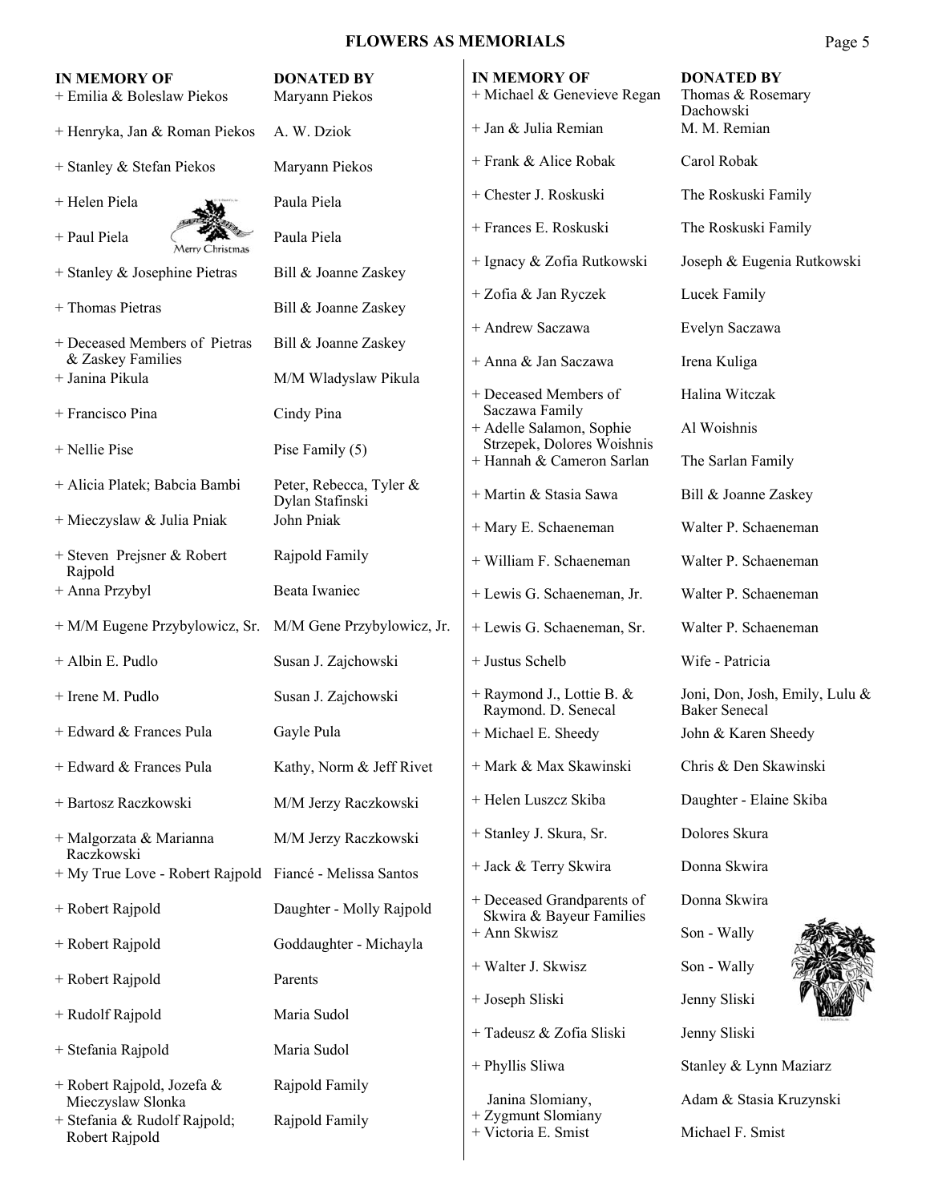## FLOWERS AS MEMORIALS

| IN MEMORY OF | DONATED BY |
|---|---|
| + Emilia & Boleslaw Piekos | Maryann Piekos |
| + Henryka, Jan & Roman Piekos | A. W. Dziok |
| + Stanley & Stefan Piekos | Maryann Piekos |
| + Helen Piela | Paula Piela |
| + Paul Piela | Paula Piela |
| + Stanley & Josephine Pietras | Bill & Joanne Zaskey |
| + Thomas Pietras | Bill & Joanne Zaskey |
| + Deceased Members of Pietras & Zaskey Families | Bill & Joanne Zaskey |
| + Janina Pikula | M/M Wladyslaw Pikula |
| + Francisco Pina | Cindy Pina |
| + Nellie Pise | Pise Family (5) |
| + Alicia Platek; Babcia Bambi | Peter, Rebecca, Tyler & Dylan Stafinski |
| + Mieczyslaw & Julia Pniak | John Pniak |
| + Steven Prejsner & Robert Rajpold | Rajpold Family |
| + Anna Przybyl | Beata Iwaniec |
| + M/M Eugene Przybylowicz, Sr. | M/M Gene Przybylowicz, Jr. |
| + Albin E. Pudlo | Susan J. Zajchowski |
| + Irene M. Pudlo | Susan J. Zajchowski |
| + Edward & Frances Pula | Gayle Pula |
| + Edward & Frances Pula | Kathy, Norm & Jeff Rivet |
| + Bartosz Raczkowski | M/M Jerzy Raczkowski |
| + Malgorzata & Marianna Raczkowski | M/M Jerzy Raczkowski |
| + My True Love - Robert Rajpold | Fiancé - Melissa Santos |
| + Robert Rajpold | Daughter - Molly Rajpold |
| + Robert Rajpold | Goddaughter - Michayla |
| + Robert Rajpold | Parents |
| + Rudolf Rajpold | Maria Sudol |
| + Stefania Rajpold | Maria Sudol |
| + Robert Rajpold, Jozefa & Mieczyslaw Slonka | Rajpold Family |
| + Stefania & Rudolf Rajpold; Robert Rajpold | Rajpold Family |
| + Michael & Genevieve Regan | Thomas & Rosemary Dachowski |
| + Jan & Julia Remian | M. M. Remian |
| + Frank & Alice Robak | Carol Robak |
| + Chester J. Roskuski | The Roskuski Family |
| + Frances E. Roskuski | The Roskuski Family |
| + Ignacy & Zofia Rutkowski | Joseph & Eugenia Rutkowski |
| + Zofia & Jan Ryczek | Lucek Family |
| + Andrew Saczawa | Evelyn Saczawa |
| + Anna & Jan Saczawa | Irena Kuliga |
| + Deceased Members of Saczawa Family | Halina Witczak |
| + Adelle Salamon, Sophie Strzepek, Dolores Woishnis | Al Woishnis |
| + Hannah & Cameron Sarlan | The Sarlan Family |
| + Martin & Stasia Sawa | Bill & Joanne Zaskey |
| + Mary E. Schaeneman | Walter P. Schaeneman |
| + William F. Schaeneman | Walter P. Schaeneman |
| + Lewis G. Schaeneman, Jr. | Walter P. Schaeneman |
| + Lewis G. Schaeneman, Sr. | Walter P. Schaeneman |
| + Justus Schelb | Wife - Patricia |
| + Raymond J., Lottie B. & Raymond. D. Senecal | Joni, Don, Josh, Emily, Lulu & Baker Senecal |
| + Michael E. Sheedy | John & Karen Sheedy |
| + Mark & Max Skawinski | Chris & Den Skawinski |
| + Helen Luszcz Skiba | Daughter - Elaine Skiba |
| + Stanley J. Skura, Sr. | Dolores Skura |
| + Jack & Terry Skwira | Donna Skwira |
| + Deceased Grandparents of Skwira & Bayeur Families | Donna Skwira |
| + Ann Skwisz | Son - Wally |
| + Walter J. Skwisz | Son - Wally |
| + Joseph Sliski | Jenny Sliski |
| + Tadeusz & Zofia Sliski | Jenny Sliski |
| + Phyllis Sliwa | Stanley & Lynn Maziarz |
| Janina Slomiany, + Zygmunt Slomiany | Adam & Stasia Kruzynski |
| + Victoria E. Smist | Michael F. Smist |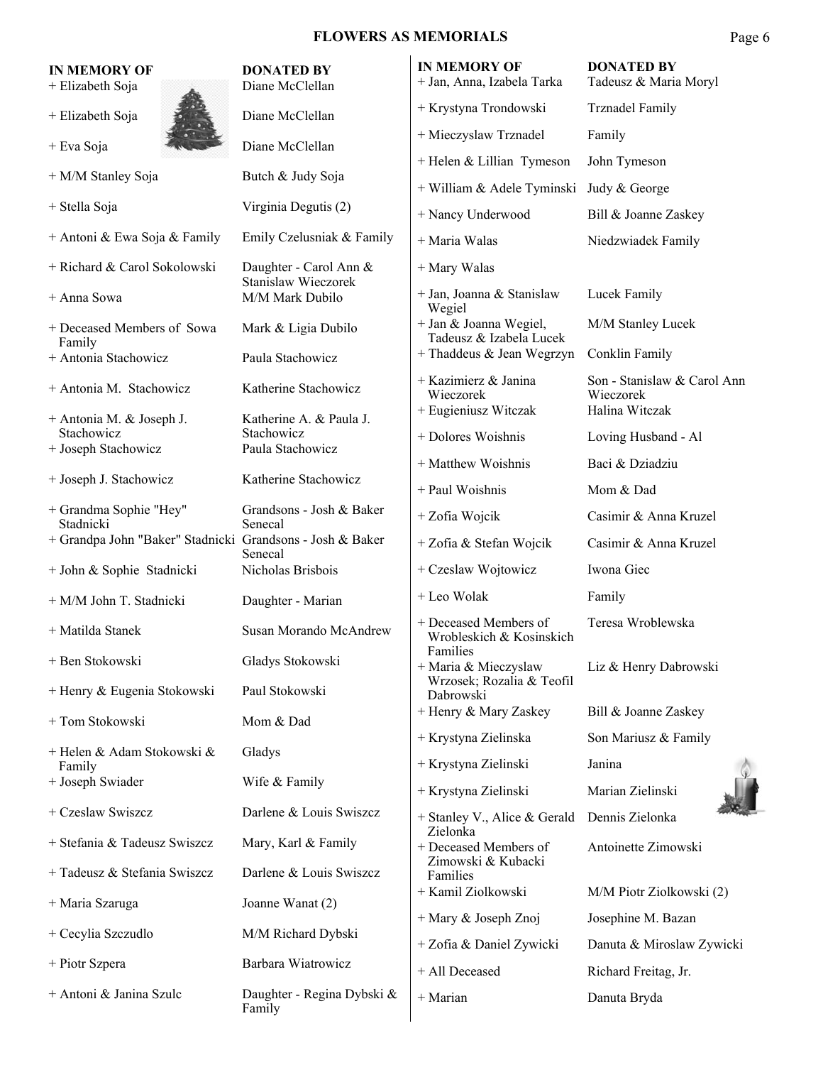# FLOWERS AS MEMORIALS

| IN MEMORY OF | DONATED BY |
|---|---|
| + Elizabeth Soja | Diane McClellan |
| + Elizabeth Soja | Diane McClellan |
| + Eva Soja | Diane McClellan |
| + M/M Stanley Soja | Butch & Judy Soja |
| + Stella Soja | Virginia Degutis (2) |
| + Antoni & Ewa Soja & Family | Emily Czelusniak & Family |
| + Richard & Carol Sokolowski | Daughter - Carol Ann & Stanislaw Wieczorek |
| + Anna Sowa | M/M Mark Dubilo |
| + Deceased Members of Sowa Family | Mark & Ligia Dubilo |
| + Antonia Stachowicz | Paula Stachowicz |
| + Antonia M. Stachowicz | Katherine Stachowicz |
| + Antonia M. & Joseph J. Stachowicz | Katherine A. & Paula J. Stachowicz |
| + Joseph Stachowicz | Paula Stachowicz |
| + Joseph J. Stachowicz | Katherine Stachowicz |
| + Grandma Sophie "Hey" Stadnicki | Grandsons - Josh & Baker Senecal |
| + Grandpa John "Baker" Stadnicki | Grandsons - Josh & Baker Senecal |
| + John & Sophie Stadnicki | Nicholas Brisbois |
| + M/M John T. Stadnicki | Daughter - Marian |
| + Matilda Stanek | Susan Morando McAndrew |
| + Ben Stokowski | Gladys Stokowski |
| + Henry & Eugenia Stokowski | Paul Stokowski |
| + Tom Stokowski | Mom & Dad |
| + Helen & Adam Stokowski & Family | Gladys |
| + Joseph Swiader | Wife & Family |
| + Czeslaw Swiszcz | Darlene & Louis Swiszcz |
| + Stefania & Tadeusz Swiszcz | Mary, Karl & Family |
| + Tadeusz & Stefania Swiszcz | Darlene & Louis Swiszcz |
| + Maria Szaruga | Joanne Wanat (2) |
| + Cecylia Szczudlo | M/M Richard Dybski |
| + Piotr Szpera | Barbara Wiatrowicz |
| + Antoni & Janina Szulc | Daughter - Regina Dybski & Family |

| IN MEMORY OF | DONATED BY |
|---|---|
| + Jan, Anna, Izabela Tarka | Tadeusz & Maria Moryl |
| + Krystyna Trondowski | Trznadel Family |
| + Mieczyslaw Trznadel | Family |
| + Helen & Lillian Tymeson | John Tymeson |
| + William & Adele Tyminski | Judy & George |
| + Nancy Underwood | Bill & Joanne Zaskey |
| + Maria Walas | Niedzwiadek Family |
| + Mary Walas | |
| + Jan, Joanna & Stanislaw Wegiel | Lucek Family |
| + Jan & Joanna Wegiel, Tadeusz & Izabela Lucek | M/M Stanley Lucek |
| + Thaddeus & Jean Wegrzyn | Conklin Family |
| + Kazimierz & Janina Wieczorek | Son - Stanislaw & Carol Ann Wieczorek |
| + Eugieniusz Witczak | Halina Witczak |
| + Dolores Woishnis | Loving Husband - Al |
| + Matthew Woishnis | Baci & Dziadziu |
| + Paul Woishnis | Mom & Dad |
| + Zofia Wojcik | Casimir & Anna Kruzel |
| + Zofia & Stefan Wojcik | Casimir & Anna Kruzel |
| + Czeslaw Wojtowicz | Iwona Giec |
| + Leo Wolak | Family |
| + Deceased Members of Wrobleskich & Kosinskich Families | Teresa Wroblewska |
| + Maria & Mieczyslaw Wrzosek; Rozalia & Teofil Dabrowski | Liz & Henry Dabrowski |
| + Henry & Mary Zaskey | Bill & Joanne Zaskey |
| + Krystyna Zielinska | Son Mariusz & Family |
| + Krystyna Zielinski | Janina |
| + Krystyna Zielinski | Marian Zielinski |
| + Stanley V., Alice & Gerald Zielonka | Dennis Zielonka |
| + Deceased Members of Zimowski & Kubacki Families | Antoinette Zimowski |
| + Kamil Ziolkowski | M/M Piotr Ziolkowski (2) |
| + Mary & Joseph Znoj | Josephine M. Bazan |
| + Zofia & Daniel Zywicki | Danuta & Miroslaw Zywicki |
| + All Deceased | Richard Freitag, Jr. |
| + Marian | Danuta Bryda |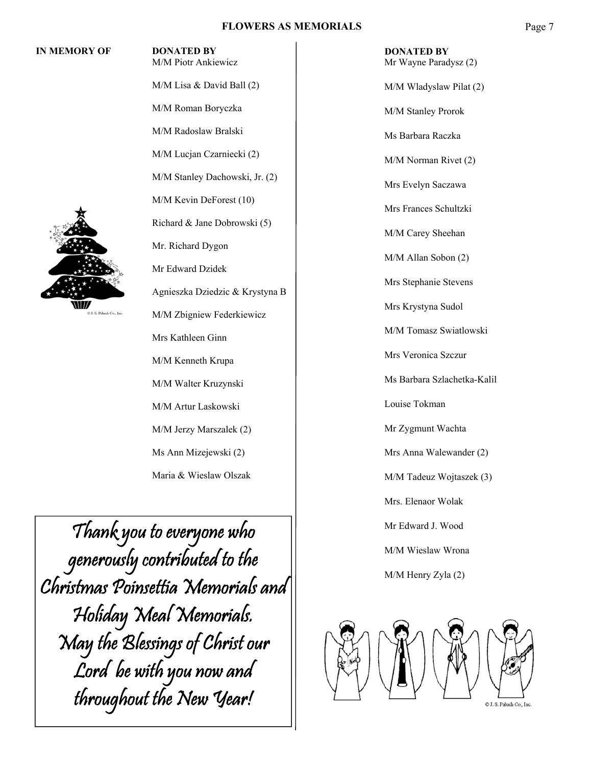# FLOWERS AS MEMORIALS

**IN MEMORY OF**

**DONATED BY**

M/M Piotr Ankiewicz

M/M Lisa & David Ball (2)

M/M Roman Boryczka

M/M Radoslaw Bralski

M/M Lucjan Czarniecki (2)

M/M Stanley Dachowski, Jr. (2)

M/M Kevin DeForest (10)

Richard & Jane Dobrowski (5)

Mr. Richard Dygon

Mr Edward Dzidek

Agnieszka Dziedzic & Krystyna B

M/M Zbigniew Federkiewicz

Mrs Kathleen Ginn

M/M Kenneth Krupa

M/M Walter Kruzynski

M/M Artur Laskowski

M/M Jerzy Marszalek (2)

Ms Ann Mizejewski (2)

Maria & Wieslaw Olszak

*Thank you to everyone who generously contributed to the Christmas Poinsettia Memorials and Holiday Meal Memorials. May the Blessings of Christ our Lord be with you now and throughout the New Year!*

**DONATED BY**

Mr Wayne Paradysz (2)

M/M Wladyslaw Pilat (2)

M/M Stanley Prorok

Ms Barbara Raczka

M/M Norman Rivet (2)

Mrs Evelyn Saczawa

Mrs Frances Schultzki

M/M Carey Sheehan

M/M Allan Sobon (2)

Mrs Stephanie Stevens

Mrs Krystyna Sudol

M/M Tomasz Swiatlowski

Mrs Veronica Szczur

Ms Barbara Szlachetka-Kalil

Louise Tokman

Mr Zygmunt Wachta

Mrs Anna Walewander (2)

M/M Tadeuz Wojtaszek (3)

Mrs. Elenaor Wolak

Mr Edward J. Wood

M/M Wieslaw Wrona

M/M Henry Zyla (2)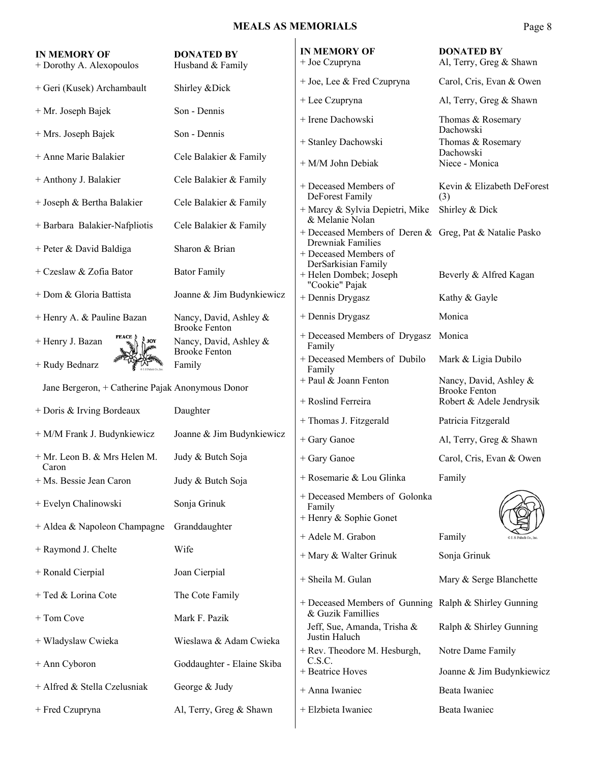## MEALS AS MEMORIALS

| IN MEMORY OF | DONATED BY |
|---|---|
| + Dorothy A. Alexopoulos | Husband & Family |
| + Geri (Kusek) Archambault | Shirley &Dick |
| + Mr. Joseph Bajek | Son - Dennis |
| + Mrs. Joseph Bajek | Son - Dennis |
| + Anne Marie Balakier | Cele Balakier & Family |
| + Anthony J. Balakier | Cele Balakier & Family |
| + Joseph & Bertha Balakier | Cele Balakier & Family |
| + Barbara Balakier-Nafpliotis | Cele Balakier & Family |
| + Peter & David Baldiga | Sharon & Brian |
| + Czeslaw & Zofia Bator | Bator Family |
| + Dom & Gloria Battista | Joanne & Jim Budynkiewicz |
| + Henry A. & Pauline Bazan | Nancy, David, Ashley & Brooke Fenton |
| + Henry J. Bazan | Nancy, David, Ashley & Brooke Fenton |
| + Rudy Bednarz | Family |
| Jane Bergeron, + Catherine Pajak | Anonymous Donor |
| + Doris & Irving Bordeaux | Daughter |
| + M/M Frank J. Budynkiewicz | Joanne & Jim Budynkiewicz |
| + Mr. Leon B. & Mrs Helen M. Caron | Judy & Butch Soja |
| + Ms. Bessie Jean Caron | Judy & Butch Soja |
| + Evelyn Chalinowski | Sonja Grinuk |
| + Aldea & Napoleon Champagne | Granddaughter |
| + Raymond J. Chelte | Wife |
| + Ronald Cierpial | Joan Cierpial |
| + Ted & Lorina Cote | The Cote Family |
| + Tom Cove | Mark F. Pazik |
| + Wladyslaw Cwieka | Wieslawa & Adam Cwieka |
| + Ann Cyboron | Goddaughter - Elaine Skiba |
| + Alfred & Stella Czelusniak | George & Judy |
| + Fred Czupryna | Al, Terry, Greg & Shawn |
| + Joe Czupryna | Al, Terry, Greg & Shawn |
| + Joe, Lee & Fred Czupryna | Carol, Cris, Evan & Owen |
| + Lee Czupryna | Al, Terry, Greg & Shawn |
| + Irene Dachowski | Thomas & Rosemary Dachowski |
| + Stanley Dachowski | Thomas & Rosemary Dachowski |
| + M/M John Debiak | Niece - Monica |
| + Deceased Members of DeForest Family | Kevin & Elizabeth DeForest (3) |
| + Marcy & Sylvia Depietri, Mike & Melanie Nolan | Shirley & Dick |
| + Deceased Members of Deren & Drewniak Families | Greg, Pat & Natalie Pasko |
| + Deceased Members of DerSarkisian Family | |
| + Helen Dombek; Joseph "Cookie" Pajak | Beverly & Alfred Kagan |
| + Dennis Drygasz | Kathy & Gayle |
| + Dennis Drygasz | Monica |
| + Deceased Members of Drygasz Family | Monica |
| + Deceased Members of Dubilo Family | Mark & Ligia Dubilo |
| + Paul & Joann Fenton | Nancy, David, Ashley & Brooke Fenton |
| + Roslind Ferreira | Robert & Adele Jendrysik |
| + Thomas J. Fitzgerald | Patricia Fitzgerald |
| + Gary Ganoe | Al, Terry, Greg & Shawn |
| + Gary Ganoe | Carol, Cris, Evan & Owen |
| + Rosemarie & Lou Glinka | Family |
| + Deceased Members of Golonka Family | |
| + Henry & Sophie Gonet | |
| + Adele M. Grabon | Family |
| + Mary & Walter Grinuk | Sonja Grinuk |
| + Sheila M. Gulan | Mary & Serge Blanchette |
| + Deceased Members of Gunning & Guzik Famillies | Ralph & Shirley Gunning |
| Jeff, Sue, Amanda, Trisha & Justin Haluch | Ralph & Shirley Gunning |
| + Rev. Theodore M. Hesburgh, C.S.C. | Notre Dame Family |
| + Beatrice Hoves | Joanne & Jim Budynkiewicz |
| + Anna Iwaniec | Beata Iwaniec |
| + Elzbieta Iwaniec | Beata Iwaniec |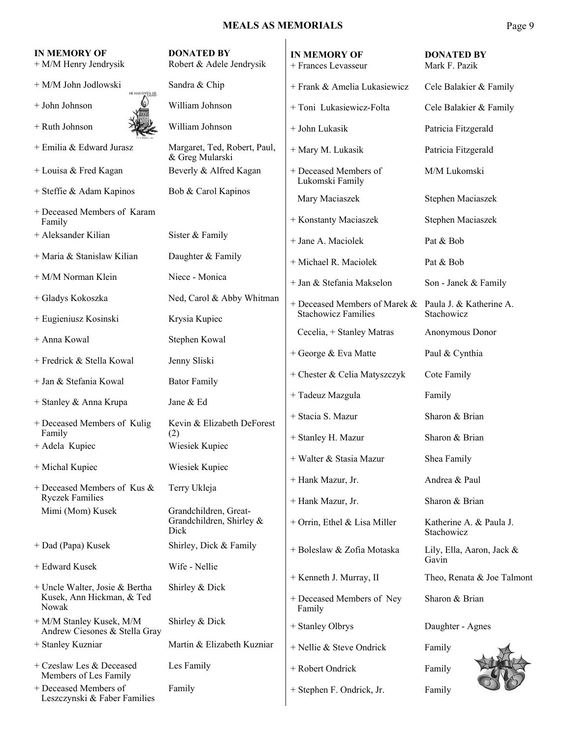## MEALS AS MEMORIALS

| IN MEMORY OF | DONATED BY |
|---|---|
| + M/M Henry Jendrysik | Robert & Adele Jendrysik |
| + M/M John Jodlowski | Sandra & Chip |
| + John Johnson | William Johnson |
| + Ruth Johnson | William Johnson |
| + Emilia & Edward Jurasz | Margaret, Ted, Robert, Paul, & Greg Mularski |
| + Louisa & Fred Kagan | Beverly & Alfred Kagan |
| + Steffie & Adam Kapinos | Bob & Carol Kapinos |
| + Deceased Members of Karam Family | |
| + Aleksander Kilian | Sister & Family |
| + Maria & Stanislaw Kilian | Daughter & Family |
| + M/M Norman Klein | Niece - Monica |
| + Gladys Kokoszka | Ned, Carol & Abby Whitman |
| + Eugieniusz Kosinski | Krysia Kupiec |
| + Anna Kowal | Stephen Kowal |
| + Fredrick & Stella Kowal | Jenny Sliski |
| + Jan & Stefania Kowal | Bator Family |
| + Stanley & Anna Krupa | Jane & Ed |
| + Deceased Members of Kulig Family | Kevin & Elizabeth DeForest (2) |
| + Adela Kupiec | Wiesiek Kupiec |
| + Michal Kupiec | Wiesiek Kupiec |
| + Deceased Members of Kus & Ryczek Families | Terry Ukleja |
| Mimi (Mom) Kusek | Grandchildren, Great-Grandchildren, Shirley & Dick |
| + Dad (Papa) Kusek | Shirley, Dick & Family |
| + Edward Kusek | Wife - Nellie |
| + Uncle Walter, Josie & Bertha Kusek, Ann Hickman, & Ted Nowak | Shirley & Dick |
| + M/M Stanley Kusek, M/M Andrew Ciesones & Stella Gray | Shirley & Dick |
| + Stanley Kuzniar | Martin & Elizabeth Kuzniar |
| + Czeslaw Les & Deceased Members of Les Family | Les Family |
| + Deceased Members of Leszczynski & Faber Families | Family |
| + Frances Levasseur | Mark F. Pazik |
| + Frank & Amelia Lukasiewicz | Cele Balakier & Family |
| + Toni Lukasiewicz-Folta | Cele Balakier & Family |
| + John Lukasik | Patricia Fitzgerald |
| + Mary M. Lukasik | Patricia Fitzgerald |
| + Deceased Members of Lukomski Family | M/M Lukomski |
| Mary Maciaszek | Stephen Maciaszek |
| + Konstanty Maciaszek | Stephen Maciaszek |
| + Jane A. Maciolek | Pat & Bob |
| + Michael R. Maciolek | Pat & Bob |
| + Jan & Stefania Makselon | Son - Janek & Family |
| + Deceased Members of Marek & Stachowicz Families | Paula J. & Katherine A. Stachowicz |
| Cecelia, + Stanley Matras | Anonymous Donor |
| + George & Eva Matte | Paul & Cynthia |
| + Chester & Celia Matyszczyk | Cote Family |
| + Tadeuz Mazgula | Family |
| + Stacia S. Mazur | Sharon & Brian |
| + Stanley H. Mazur | Sharon & Brian |
| + Walter & Stasia Mazur | Shea Family |
| + Hank Mazur, Jr. | Andrea & Paul |
| + Hank Mazur, Jr. | Sharon & Brian |
| + Orrin, Ethel & Lisa Miller | Katherine A. & Paula J. Stachowicz |
| + Boleslaw & Zofia Motaska | Lily, Ella, Aaron, Jack & Gavin |
| + Kenneth J. Murray, II | Theo, Renata & Joe Talmont |
| + Deceased Members of Ney Family | Sharon & Brian |
| + Stanley Olbrys | Daughter - Agnes |
| + Nellie & Steve Ondrick | Family |
| + Robert Ondrick | Family |
| + Stephen F. Ondrick, Jr. | Family |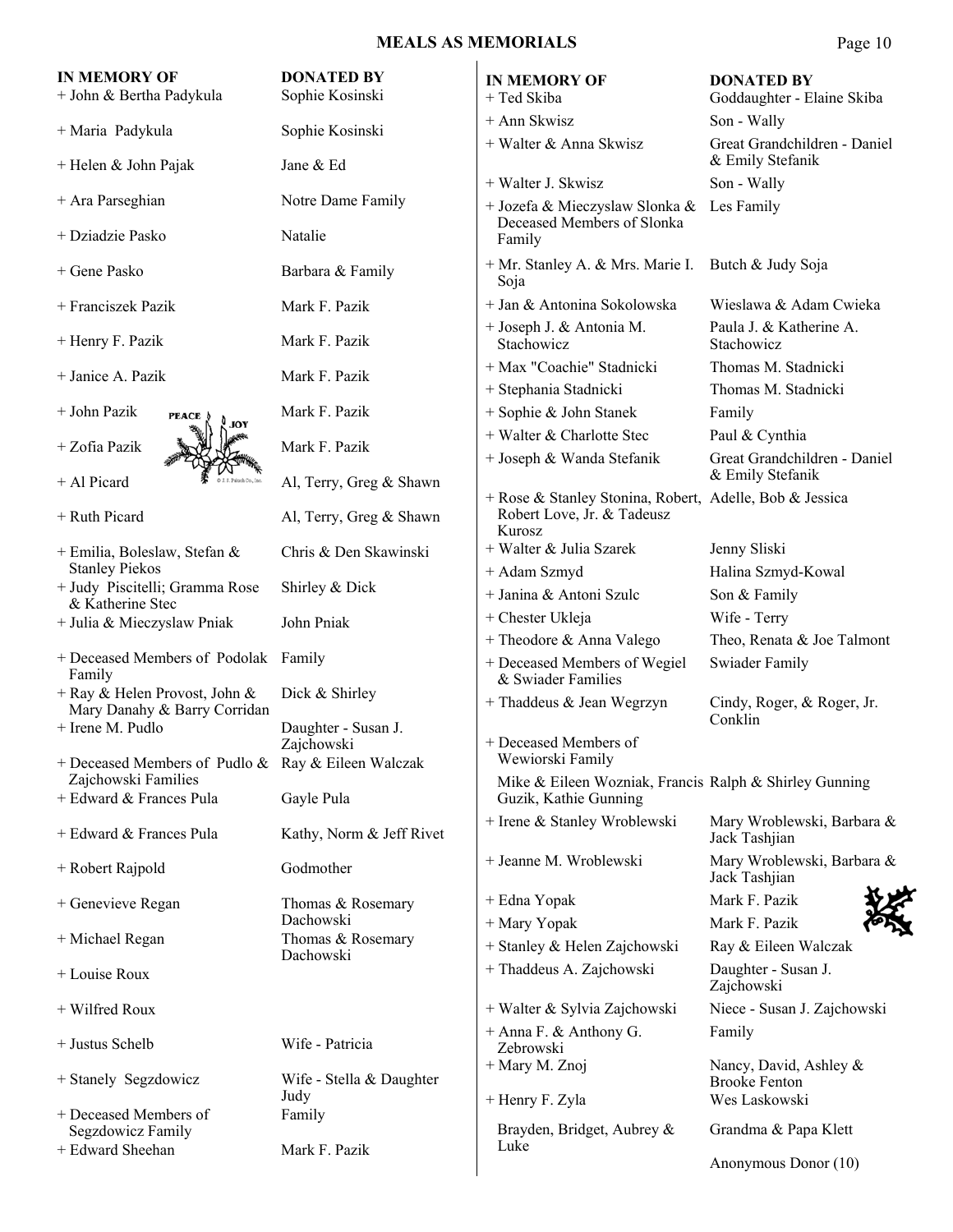# MEALS AS MEMORIALS

| IN MEMORY OF | DONATED BY |
|---|---|
| + John & Bertha Padykula | Sophie Kosinski |
| + Maria Padykula | Sophie Kosinski |
| + Helen & John Pajak | Jane & Ed |
| + Ara Parseghian | Notre Dame Family |
| + Dziadzie Pasko | Natalie |
| + Gene Pasko | Barbara & Family |
| + Franciszek Pazik | Mark F. Pazik |
| + Henry F. Pazik | Mark F. Pazik |
| + Janice A. Pazik | Mark F. Pazik |
| + John Pazik | Mark F. Pazik |
| + Zofia Pazik | Mark F. Pazik |
| + Al Picard | Al, Terry, Greg & Shawn |
| + Ruth Picard | Al, Terry, Greg & Shawn |
| + Emilia, Boleslaw, Stefan & Stanley Piekos | Chris & Den Skawinski |
| + Judy Piscitelli; Gramma Rose & Katherine Stec | Shirley & Dick |
| + Julia & Mieczyslaw Pniak | John Pniak |
| + Deceased Members of Podolak Family | Family |
| + Ray & Helen Provost, John & Mary Danahy & Barry Corridan | Dick & Shirley |
| + Irene M. Pudlo | Daughter - Susan J. Zajchowski |
| + Deceased Members of Pudlo & Zajchowski Families | Ray & Eileen Walczak |
| + Edward & Frances Pula | Gayle Pula |
| + Edward & Frances Pula | Kathy, Norm & Jeff Rivet |
| + Robert Rajpold | Godmother |
| + Genevieve Regan | Thomas & Rosemary Dachowski |
| + Michael Regan | Thomas & Rosemary Dachowski |
| + Louise Roux | |
| + Wilfred Roux | |
| + Justus Schelb | Wife - Patricia |
| + Stanely Segzdowicz | Wife - Stella & Daughter Judy |
| + Deceased Members of Segzdowicz Family | Family |
| + Edward Sheehan | Mark F. Pazik |

| IN MEMORY OF | DONATED BY |
|---|---|
| + Ted Skiba | Goddaughter - Elaine Skiba |
| + Ann Skwisz | Son - Wally |
| + Walter & Anna Skwisz | Great Grandchildren - Daniel & Emily Stefanik |
| + Walter J. Skwisz | Son - Wally |
| + Jozefa & Mieczyslaw Slonka & Deceased Members of Slonka Family | Les Family |
| + Mr. Stanley A. & Mrs. Marie I. Soja | Butch & Judy Soja |
| + Jan & Antonina Sokolowska | Wieslawa & Adam Cwieka |
| + Joseph J. & Antonia M. Stachowicz | Paula J. & Katherine A. Stachowicz |
| + Max "Coachie" Stadnicki | Thomas M. Stadnicki |
| + Stephania Stadnicki | Thomas M. Stadnicki |
| + Sophie & John Stanek | Family |
| + Walter & Charlotte Stec | Paul & Cynthia |
| + Joseph & Wanda Stefanik | Great Grandchildren - Daniel & Emily Stefanik |
| + Rose & Stanley Stonina, Robert, Robert Love, Jr. & Tadeusz Kurosz | Adelle, Bob & Jessica |
| + Walter & Julia Szarek | Jenny Sliski |
| + Adam Szmyd | Halina Szmyd-Kowal |
| + Janina & Antoni Szulc | Son & Family |
| + Chester Ukleja | Wife - Terry |
| + Theodore & Anna Valego | Theo, Renata & Joe Talmont |
| + Deceased Members of Wegiel & Swiader Families | Swiader Family |
| + Thaddeus & Jean Wegrzyn | Cindy, Roger, & Roger, Jr. Conklin |
| + Deceased Members of Wewiorski Family | |
| Mike & Eileen Wozniak, Francis Guzik, Kathie Gunning | Ralph & Shirley Gunning |
| + Irene & Stanley Wroblewski | Mary Wroblewski, Barbara & Jack Tashjian |
| + Jeanne M. Wroblewski | Mary Wroblewski, Barbara & Jack Tashjian |
| + Edna Yopak | Mark F. Pazik |
| + Mary Yopak | Mark F. Pazik |
| + Stanley & Helen Zajchowski | Ray & Eileen Walczak |
| + Thaddeus A. Zajchowski | Daughter - Susan J. Zajchowski |
| + Walter & Sylvia Zajchowski | Niece - Susan J. Zajchowski |
| + Anna F. & Anthony G. Zebrowski | Family |
| + Mary M. Znoj | Nancy, David, Ashley & Brooke Fenton |
| + Henry F. Zyla | Wes Laskowski |
| Brayden, Bridget, Aubrey & Luke | Grandma & Papa Klett |
| | Anonymous Donor (10) |